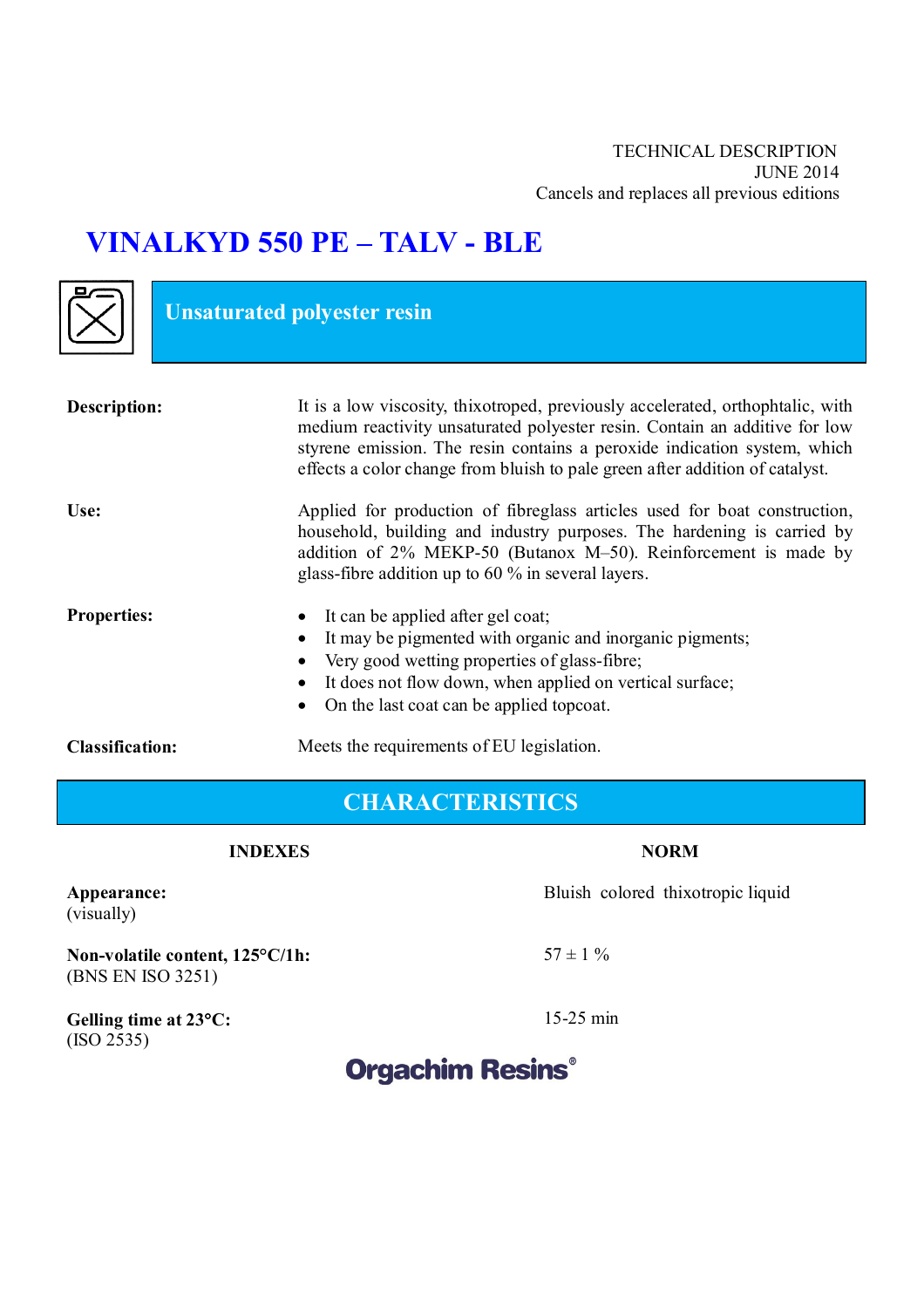TECHNICAL DESCRIPTION
JUNE 2014
Cancels and replaces all previous editions

# VINALKYD 550 PE – TALV - BLE

## Unsaturated polyester resin

**Description:** It is a low viscosity, thixotroped, previously accelerated, orthophtalic, with medium reactivity unsaturated polyester resin. Contain an additive for low styrene emission. The resin contains a peroxide indication system, which effects a color change from bluish to pale green after addition of catalyst.

**Use:** Applied for production of fibreglass articles used for boat construction, household, building and industry purposes. The hardening is carried by addition of 2% MEKP-50 (Butanox M–50). Reinforcement is made by glass-fibre addition up to 60 % in several layers.

**Properties:**

- It can be applied after gel coat;
- It may be pigmented with organic and inorganic pigments;
- Very good wetting properties of glass-fibre;
- It does not flow down, when applied on vertical surface;
- On the last coat can be applied topcoat.

**Classification:** Meets the requirements of EU legislation.

## CHARACTERISTICS

| INDEXES | NORM |
|---|---|
| **Appearance:** (visually) | Bluish colored thixotropic liquid |
| **Non-volatile content, 125°C/1h:** (BNS EN ISO 3251) | 57 ± 1 % |
| **Gelling time at 23°C:** (ISO 2535) | 15-25 min |

**Orgachim Resins®**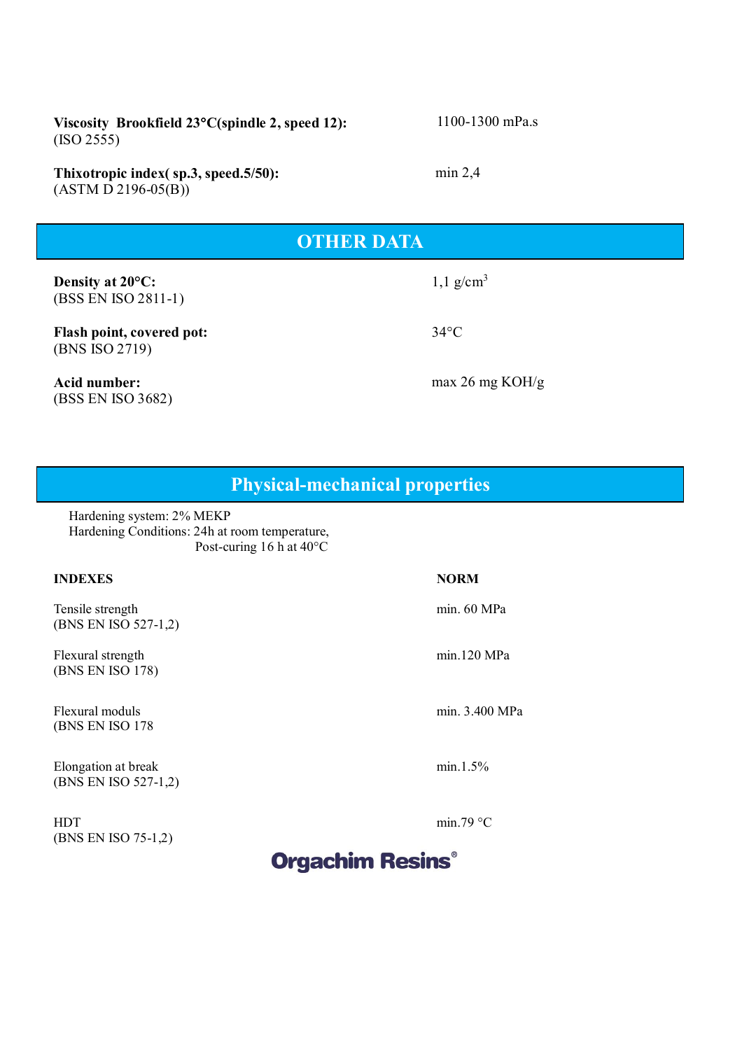**Viscosity Brookfield 23°C(spindle 2, speed 12):** 1100-1300 mPa.s
(ISO 2555)

**Thixotropic index( sp.3, speed.5/50):** min 2,4
(ASTM D 2196-05(B))

## OTHER DATA

**Density at 20°C:** 1,1 g/cm$^3$
(BSS EN ISO 2811-1)

**Flash point, covered pot:** 34°C
(BNS ISO 2719)

**Acid number:** max 26 mg KOH/g
(BSS EN ISO 3682)

## Physical-mechanical properties

Hardening system: 2% MEKP
Hardening Conditions: 24h at room temperature,
Post-curing 16 h at 40°C

| INDEXES | NORM |
|---|---|
| Tensile strength (BNS EN ISO 527-1,2) | min. 60 MPa |
| Flexural strength (BNS EN ISO 178) | min.120 MPa |
| Flexural moduls (BNS EN ISO 178 | min. 3.400 MPa |
| Elongation at break (BNS EN ISO 527-1,2) | min.1.5% |
| HDT (BNS EN ISO 75-1,2) | min.79 °C |

Orgachim Resins®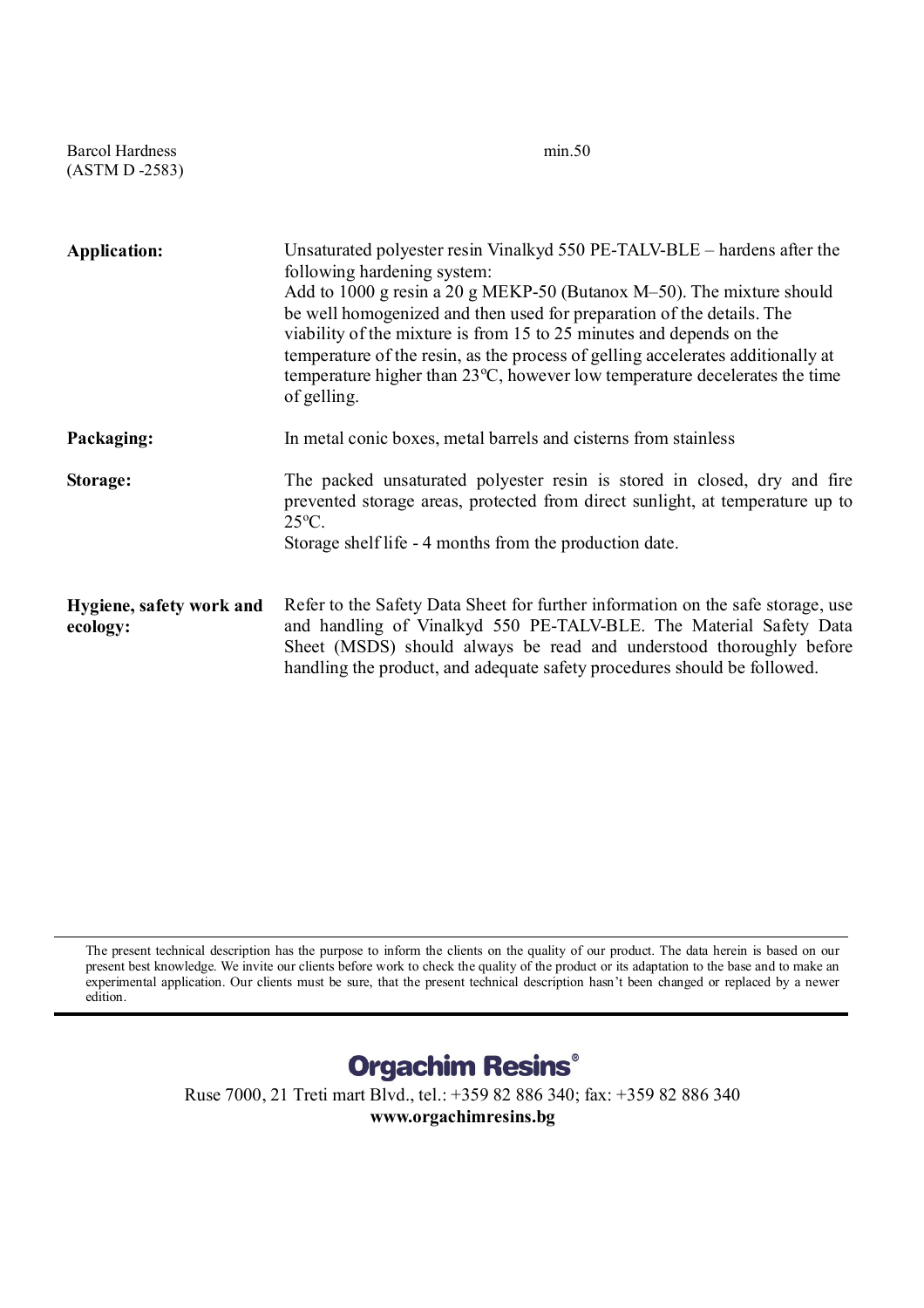| | |
|---|---|
| Barcol Hardness (ASTM D -2583) | min.50 |

**Application:** Unsaturated polyester resin Vinalkyd 550 PE-TALV-BLE – hardens after the following hardening system:
Add to 1000 g resin a 20 g MEKP-50 (Butanox M–50). The mixture should be well homogenized and then used for preparation of the details. The viability of the mixture is from 15 to 25 minutes and depends on the temperature of the resin, as the process of gelling accelerates additionally at temperature higher than 23ºC, however low temperature decelerates the time of gelling.

**Packaging:** In metal conic boxes, metal barrels and cisterns from stainless

**Storage:** The packed unsaturated polyester resin is stored in closed, dry and fire prevented storage areas, protected from direct sunlight, at temperature up to 25ºC.
Storage shelf life - 4 months from the production date.

**Hygiene, safety work and ecology:** Refer to the Safety Data Sheet for further information on the safe storage, use and handling of Vinalkyd 550 PE-TALV-BLE. The Material Safety Data Sheet (MSDS) should always be read and understood thoroughly before handling the product, and adequate safety procedures should be followed.

---

The present technical description has the purpose to inform the clients on the quality of our product. The data herein is based on our present best knowledge. We invite our clients before work to check the quality of the product or its adaptation to the base and to make an experimental application. Our clients must be sure, that the present technical description hasn't been changed or replaced by a newer edition.

**Orgachim Resins®**

Ruse 7000, 21 Treti mart Blvd., tel.: +359 82 886 340; fax: +359 82 886 340

**www.orgachimresins.bg**